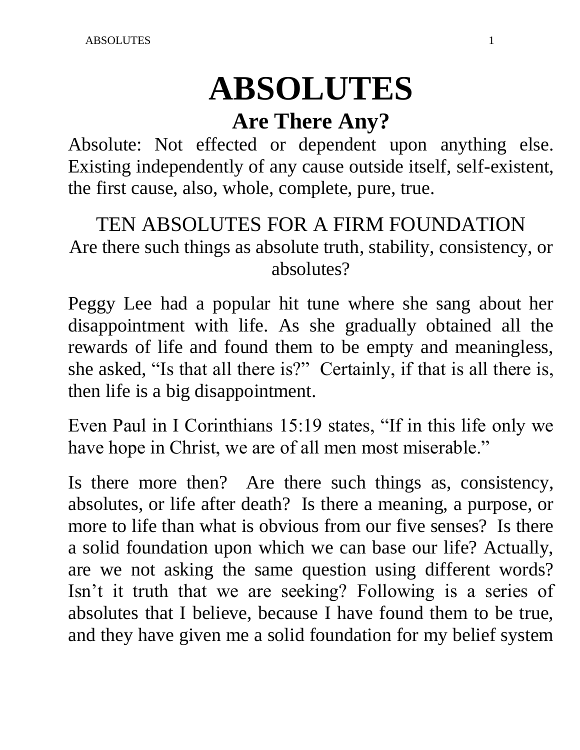# ABSOLUTES

## Are There Any?

Absolute: Not effected or dependent upon anything else. Existing independently of any cause outside itself, self-existent, the first cause, also, whole, complete, pure, true.

### TEN ABSOLUTES FOR A FIRM FOUNDATION

Are there such things as absolute truth, stability, consistency, or absolutes?

Peggy Lee had a popular hit tune where she sang about her disappointment with life. As she gradually obtained all the rewards of life and found them to be empty and meaningless, she asked, "Is that all there is?" Certainly, if that is all there is, then life is a big disappointment.

Even Paul in I Corinthians 15:19 states, "If in this life only we have hope in Christ, we are of all men most miserable."

Is there more then? Are there such things as, consistency, absolutes, or life after death? Is there a meaning, a purpose, or more to life than what is obvious from our five senses? Is there a solid foundation upon which we can base our life? Actually, are we not asking the same question using different words? Isn't it truth that we are seeking? Following is a series of absolutes that I believe, because I have found them to be true, and they have given me a solid foundation for my belief system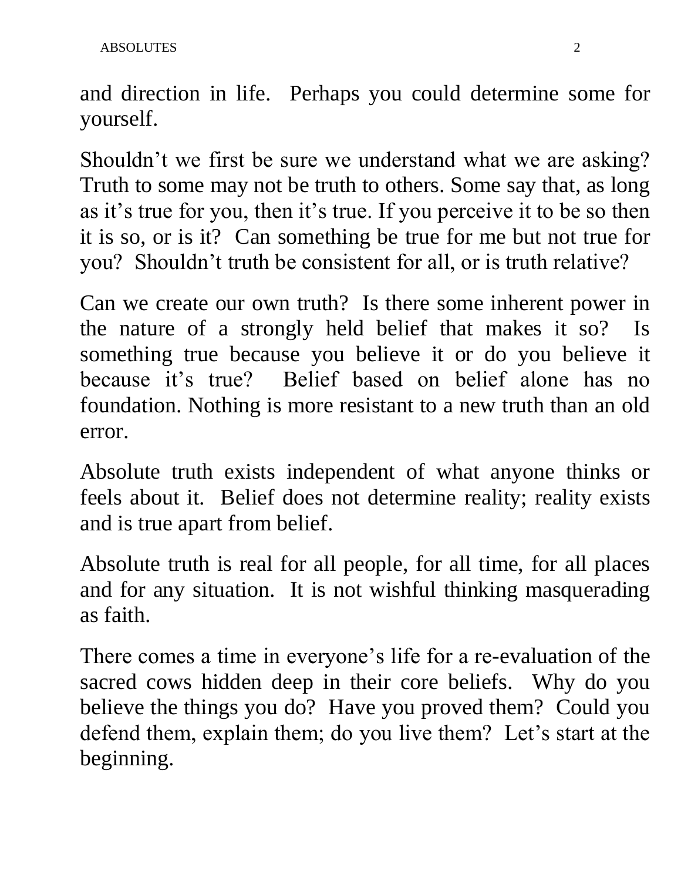and direction in life. Perhaps you could determine some for yourself.

Shouldn't we first be sure we understand what we are asking? Truth to some may not be truth to others. Some say that, as long as it's true for you, then it's true. If you perceive it to be so then it is so, or is it? Can something be true for me but not true for you? Shouldn't truth be consistent for all, or is truth relative?

Can we create our own truth? Is there some inherent power in the nature of a strongly held belief that makes it so? Is something true because you believe it or do you believe it because it's true? Belief based on belief alone has no foundation. Nothing is more resistant to a new truth than an old error.

Absolute truth exists independent of what anyone thinks or feels about it. Belief does not determine reality; reality exists and is true apart from belief.

Absolute truth is real for all people, for all time, for all places and for any situation. It is not wishful thinking masquerading as faith.

There comes a time in everyone's life for a re-evaluation of the sacred cows hidden deep in their core beliefs. Why do you believe the things you do? Have you proved them? Could you defend them, explain them; do you live them? Let's start at the beginning.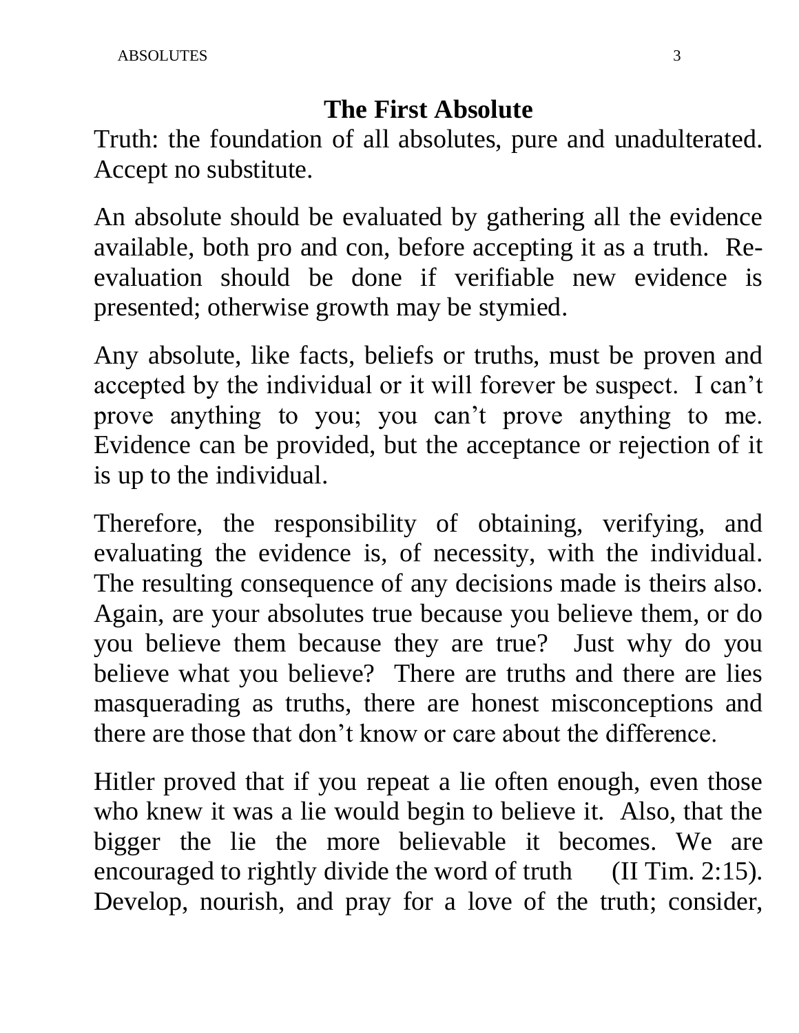## The First Absolute

Truth: the foundation of all absolutes, pure and unadulterated. Accept no substitute.

An absolute should be evaluated by gathering all the evidence available, both pro and con, before accepting it as a truth. Re-evaluation should be done if verifiable new evidence is presented; otherwise growth may be stymied.

Any absolute, like facts, beliefs or truths, must be proven and accepted by the individual or it will forever be suspect. I can't prove anything to you; you can't prove anything to me. Evidence can be provided, but the acceptance or rejection of it is up to the individual.

Therefore, the responsibility of obtaining, verifying, and evaluating the evidence is, of necessity, with the individual. The resulting consequence of any decisions made is theirs also. Again, are your absolutes true because you believe them, or do you believe them because they are true? Just why do you believe what you believe? There are truths and there are lies masquerading as truths, there are honest misconceptions and there are those that don't know or care about the difference.

Hitler proved that if you repeat a lie often enough, even those who knew it was a lie would begin to believe it. Also, that the bigger the lie the more believable it becomes. We are encouraged to rightly divide the word of truth (II Tim. 2:15). Develop, nourish, and pray for a love of the truth; consider,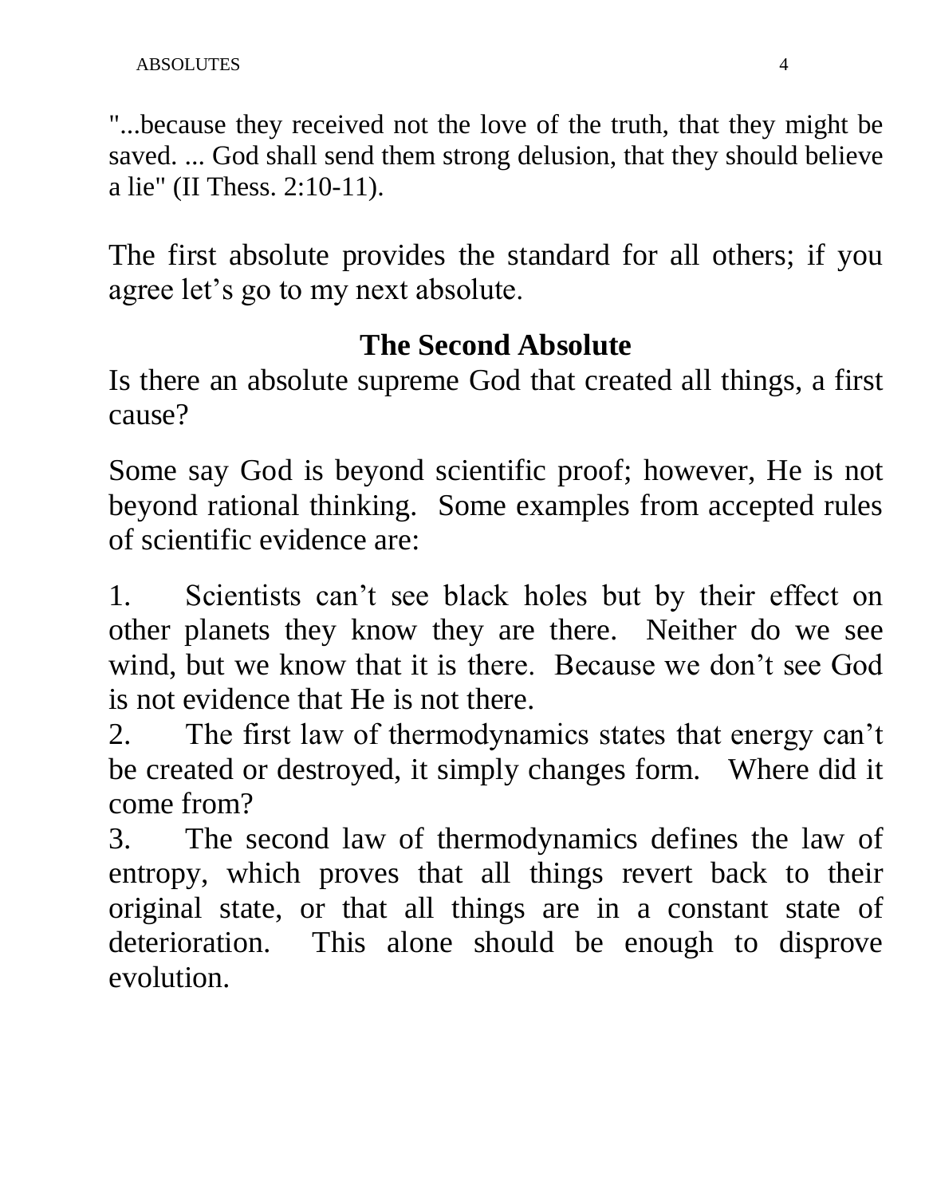"...because they received not the love of the truth, that they might be saved. ... God shall send them strong delusion, that they should believe a lie" (II Thess. 2:10-11).

The first absolute provides the standard for all others; if you agree let's go to my next absolute.

## The Second Absolute

Is there an absolute supreme God that created all things, a first cause?

Some say God is beyond scientific proof; however, He is not beyond rational thinking. Some examples from accepted rules of scientific evidence are:

1. Scientists can't see black holes but by their effect on other planets they know they are there. Neither do we see wind, but we know that it is there. Because we don't see God is not evidence that He is not there.
2. The first law of thermodynamics states that energy can't be created or destroyed, it simply changes form. Where did it come from?
3. The second law of thermodynamics defines the law of entropy, which proves that all things revert back to their original state, or that all things are in a constant state of deterioration. This alone should be enough to disprove evolution.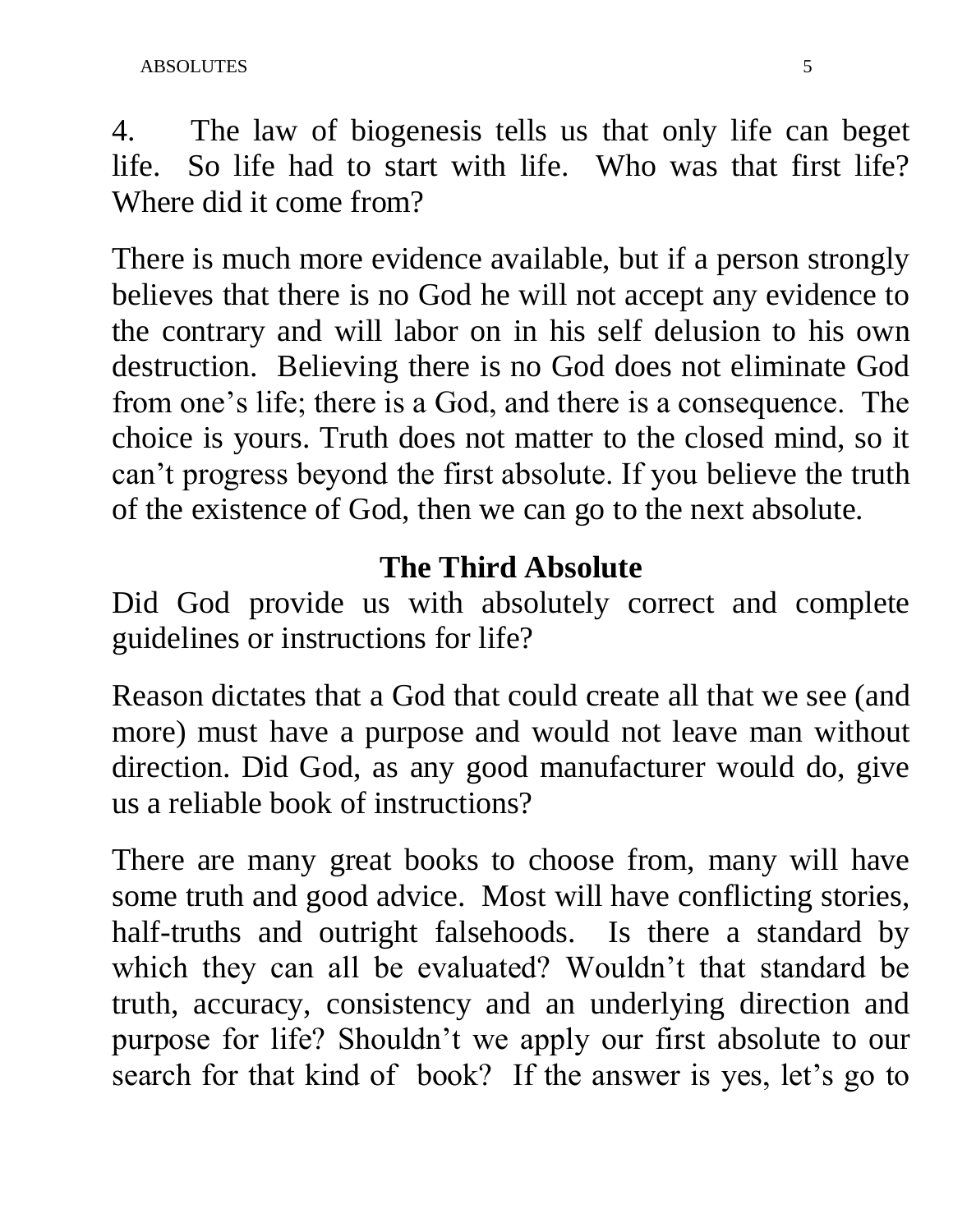4. The law of biogenesis tells us that only life can beget life. So life had to start with life. Who was that first life? Where did it come from?

There is much more evidence available, but if a person strongly believes that there is no God he will not accept any evidence to the contrary and will labor on in his self delusion to his own destruction. Believing there is no God does not eliminate God from one's life; there is a God, and there is a consequence. The choice is yours. Truth does not matter to the closed mind, so it can't progress beyond the first absolute. If you believe the truth of the existence of God, then we can go to the next absolute.

## The Third Absolute

Did God provide us with absolutely correct and complete guidelines or instructions for life?

Reason dictates that a God that could create all that we see (and more) must have a purpose and would not leave man without direction. Did God, as any good manufacturer would do, give us a reliable book of instructions?

There are many great books to choose from, many will have some truth and good advice. Most will have conflicting stories, half-truths and outright falsehoods. Is there a standard by which they can all be evaluated? Wouldn't that standard be truth, accuracy, consistency and an underlying direction and purpose for life? Shouldn't we apply our first absolute to our search for that kind of book? If the answer is yes, let's go to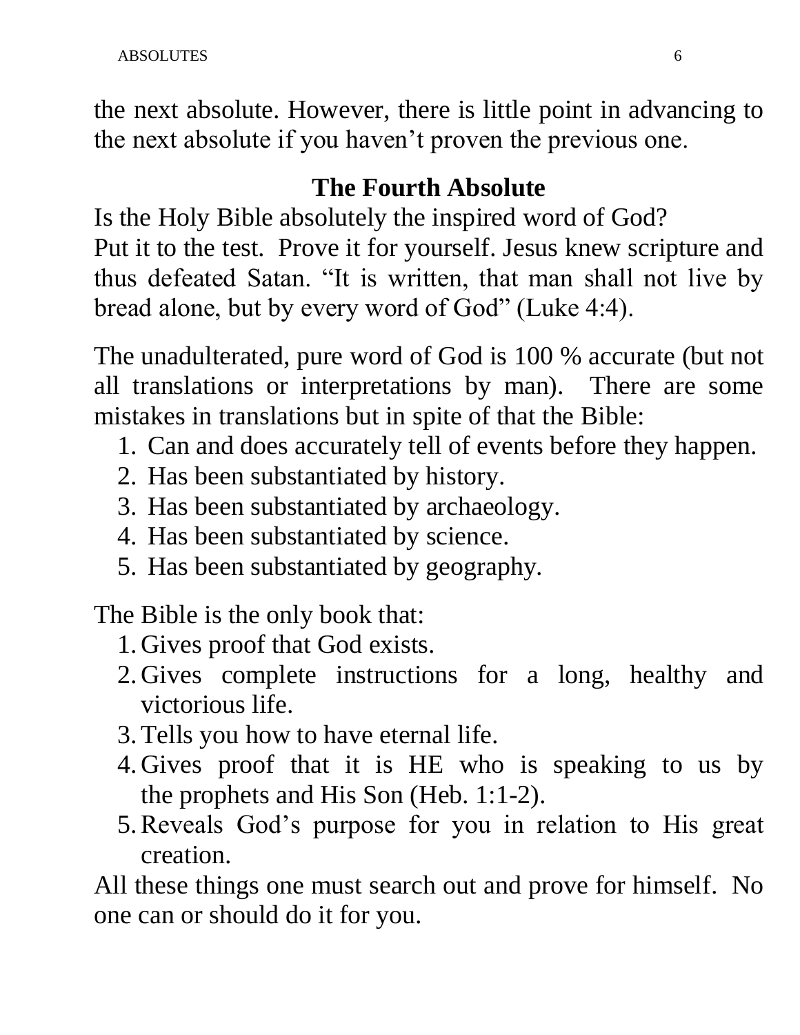the next absolute. However, there is little point in advancing to the next absolute if you haven't proven the previous one.

## The Fourth Absolute

Is the Holy Bible absolutely the inspired word of God?
Put it to the test. Prove it for yourself. Jesus knew scripture and thus defeated Satan. "It is written, that man shall not live by bread alone, but by every word of God" (Luke 4:4).

The unadulterated, pure word of God is 100 % accurate (but not all translations or interpretations by man). There are some mistakes in translations but in spite of that the Bible:

1. Can and does accurately tell of events before they happen.
2. Has been substantiated by history.
3. Has been substantiated by archaeology.
4. Has been substantiated by science.
5. Has been substantiated by geography.

The Bible is the only book that:

1. Gives proof that God exists.
2. Gives complete instructions for a long, healthy and victorious life.
3. Tells you how to have eternal life.
4. Gives proof that it is HE who is speaking to us by the prophets and His Son (Heb. 1:1-2).
5. Reveals God's purpose for you in relation to His great creation.

All these things one must search out and prove for himself. No one can or should do it for you.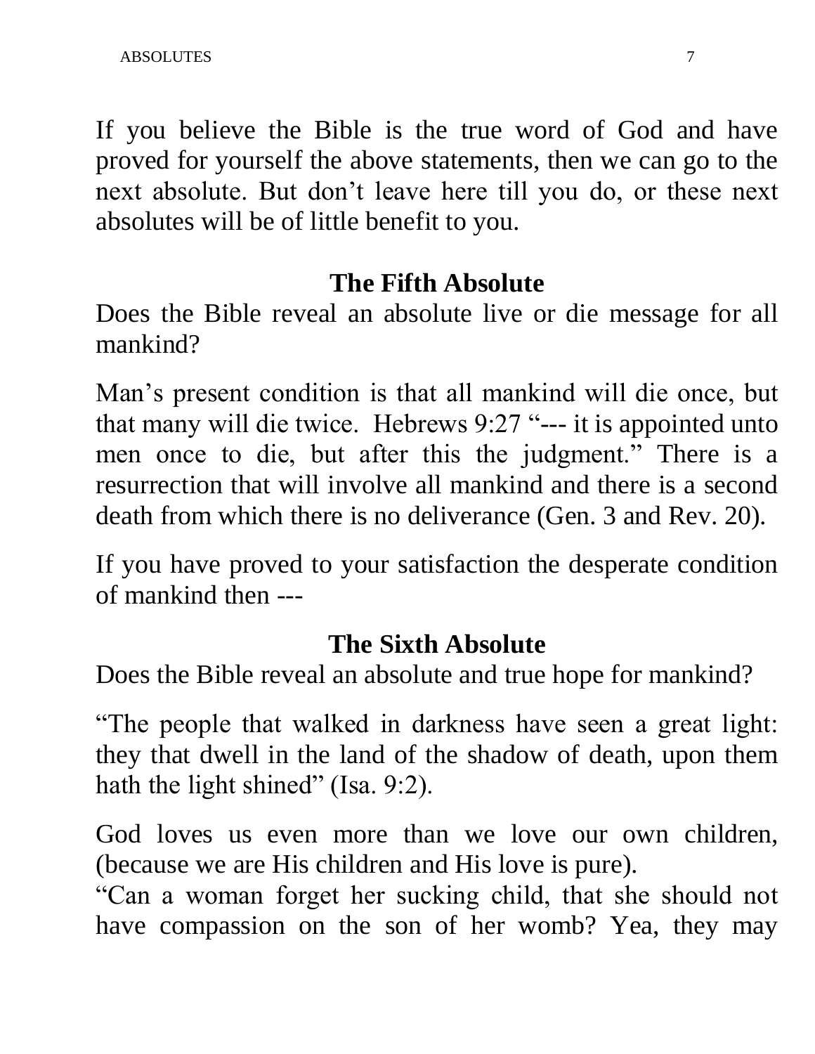If you believe the Bible is the true word of God and have proved for yourself the above statements, then we can go to the next absolute. But don't leave here till you do, or these next absolutes will be of little benefit to you.

## The Fifth Absolute

Does the Bible reveal an absolute live or die message for all mankind?

Man's present condition is that all mankind will die once, but that many will die twice. Hebrews 9:27 "--- it is appointed unto men once to die, but after this the judgment." There is a resurrection that will involve all mankind and there is a second death from which there is no deliverance (Gen. 3 and Rev. 20).

If you have proved to your satisfaction the desperate condition of mankind then ---

## The Sixth Absolute

Does the Bible reveal an absolute and true hope for mankind?

"The people that walked in darkness have seen a great light: they that dwell in the land of the shadow of death, upon them hath the light shined" (Isa. 9:2).

God loves us even more than we love our own children, (because we are His children and His love is pure).
"Can a woman forget her sucking child, that she should not have compassion on the son of her womb? Yea, they may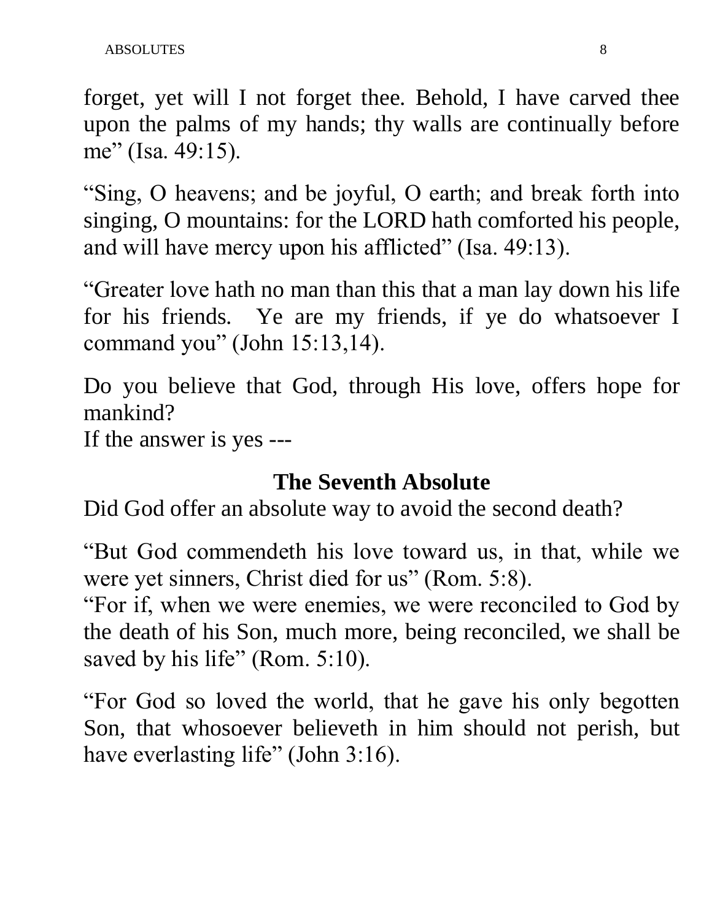forget, yet will I not forget thee. Behold, I have carved thee upon the palms of my hands; thy walls are continually before me" (Isa. 49:15).

"Sing, O heavens; and be joyful, O earth; and break forth into singing, O mountains: for the LORD hath comforted his people, and will have mercy upon his afflicted" (Isa. 49:13).

"Greater love hath no man than this that a man lay down his life for his friends.  Ye are my friends, if ye do whatsoever I command you" (John 15:13,14).

Do you believe that God, through His love, offers hope for mankind?
If the answer is yes ---

## The Seventh Absolute

Did God offer an absolute way to avoid the second death?

"But God commendeth his love toward us, in that, while we were yet sinners, Christ died for us" (Rom. 5:8).
"For if, when we were enemies, we were reconciled to God by the death of his Son, much more, being reconciled, we shall be saved by his life" (Rom. 5:10).

"For God so loved the world, that he gave his only begotten Son, that whosoever believeth in him should not perish, but have everlasting life" (John 3:16).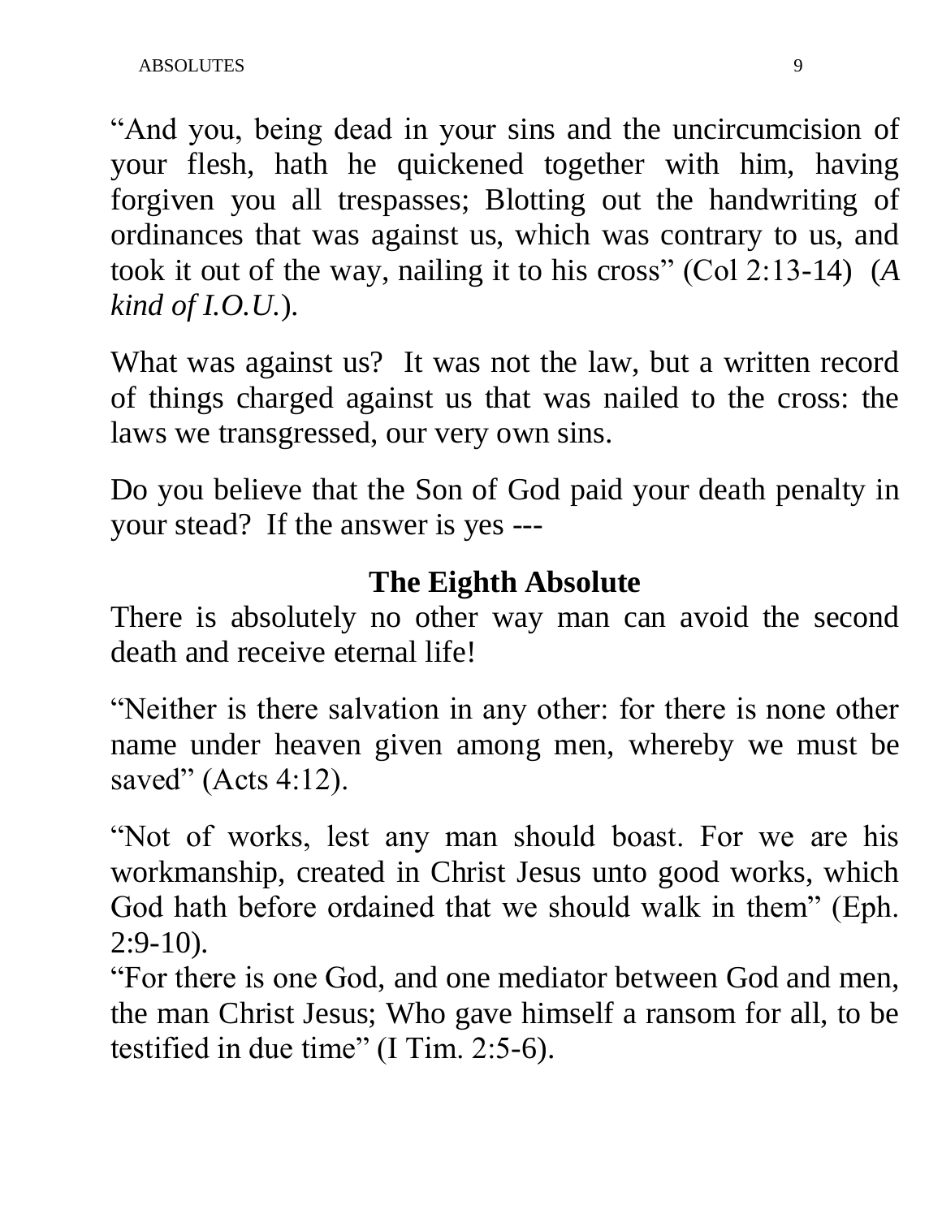"And you, being dead in your sins and the uncircumcision of your flesh, hath he quickened together with him, having forgiven you all trespasses; Blotting out the handwriting of ordinances that was against us, which was contrary to us, and took it out of the way, nailing it to his cross" (Col 2:13-14) (*A kind of I.O.U.*).

What was against us? It was not the law, but a written record of things charged against us that was nailed to the cross: the laws we transgressed, our very own sins.

Do you believe that the Son of God paid your death penalty in your stead? If the answer is yes ---

## The Eighth Absolute

There is absolutely no other way man can avoid the second death and receive eternal life!

"Neither is there salvation in any other: for there is none other name under heaven given among men, whereby we must be saved" (Acts 4:12).

"Not of works, lest any man should boast. For we are his workmanship, created in Christ Jesus unto good works, which God hath before ordained that we should walk in them" (Eph. 2:9-10).

"For there is one God, and one mediator between God and men, the man Christ Jesus; Who gave himself a ransom for all, to be testified in due time" (I Tim. 2:5-6).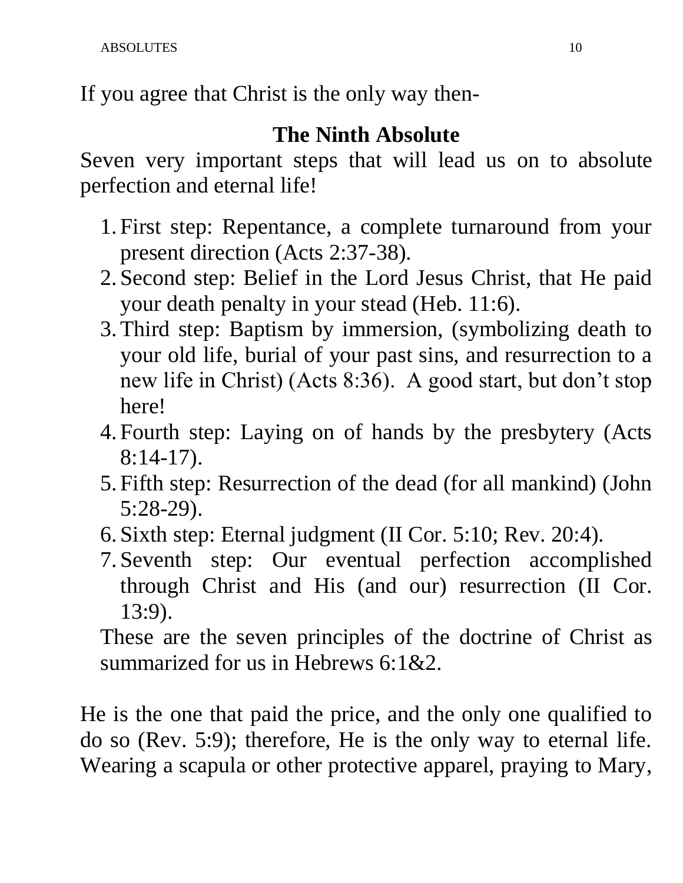If you agree that Christ is the only way then-

## The Ninth Absolute

Seven very important steps that will lead us on to absolute perfection and eternal life!

1. First step: Repentance, a complete turnaround from your present direction (Acts 2:37-38).
2. Second step: Belief in the Lord Jesus Christ, that He paid your death penalty in your stead (Heb. 11:6).
3. Third step: Baptism by immersion, (symbolizing death to your old life, burial of your past sins, and resurrection to a new life in Christ) (Acts 8:36). A good start, but don't stop here!
4. Fourth step: Laying on of hands by the presbytery (Acts 8:14-17).
5. Fifth step: Resurrection of the dead (for all mankind) (John 5:28-29).
6. Sixth step: Eternal judgment (II Cor. 5:10; Rev. 20:4).
7. Seventh step: Our eventual perfection accomplished through Christ and His (and our) resurrection (II Cor. 13:9).

These are the seven principles of the doctrine of Christ as summarized for us in Hebrews 6:1&2.

He is the one that paid the price, and the only one qualified to do so (Rev. 5:9); therefore, He is the only way to eternal life. Wearing a scapula or other protective apparel, praying to Mary,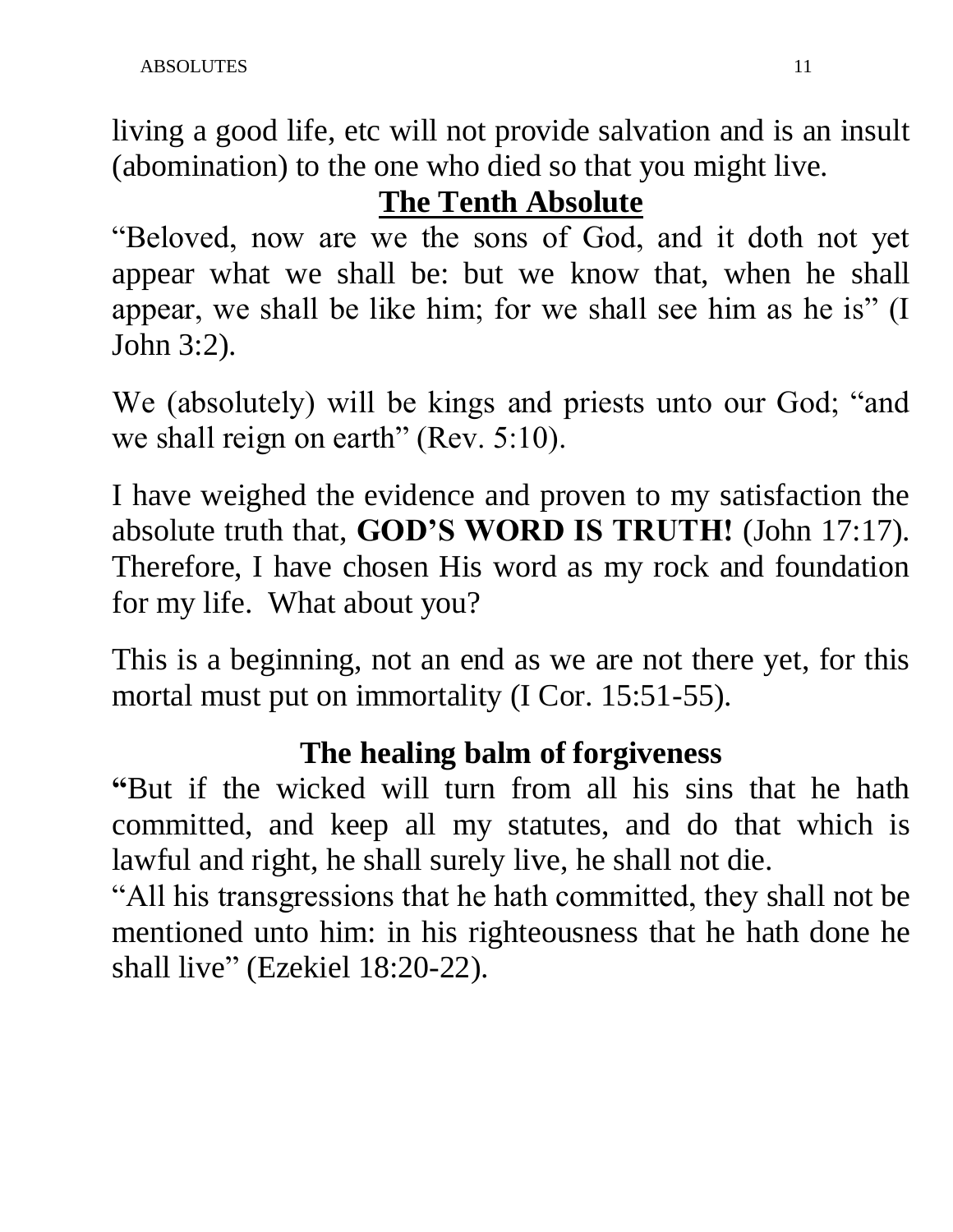living a good life, etc will not provide salvation and is an insult (abomination) to the one who died so that you might live.

## <u>The Tenth Absolute</u>

"Beloved, now are we the sons of God, and it doth not yet appear what we shall be: but we know that, when he shall appear, we shall be like him; for we shall see him as he is" (I John 3:2).

We (absolutely) will be kings and priests unto our God; "and we shall reign on earth" (Rev. 5:10).

I have weighed the evidence and proven to my satisfaction the absolute truth that, **GOD'S WORD IS TRUTH!** (John 17:17). Therefore, I have chosen His word as my rock and foundation for my life. What about you?

This is a beginning, not an end as we are not there yet, for this mortal must put on immortality (I Cor. 15:51-55).

## The healing balm of forgiveness

**"**But if the wicked will turn from all his sins that he hath committed, and keep all my statutes, and do that which is lawful and right, he shall surely live, he shall not die.

"All his transgressions that he hath committed, they shall not be mentioned unto him: in his righteousness that he hath done he shall live" (Ezekiel 18:20-22).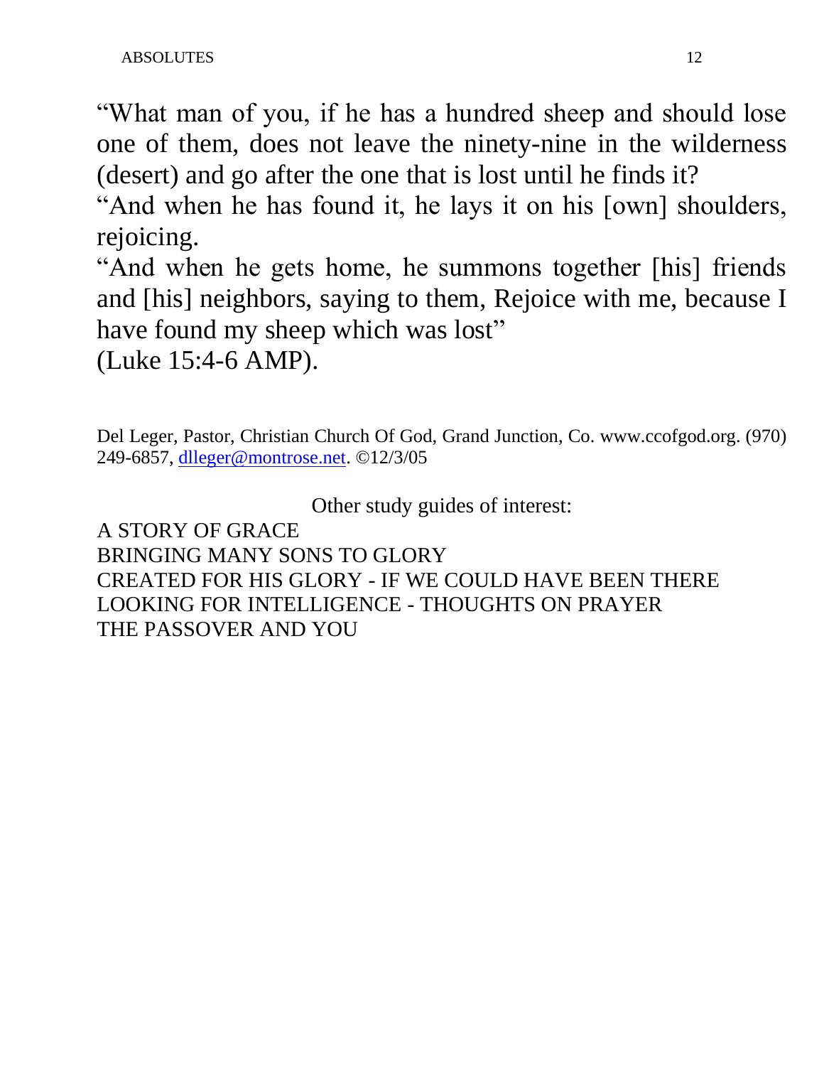"What man of you, if he has a hundred sheep and should lose one of them, does not leave the ninety-nine in the wilderness (desert) and go after the one that is lost until he finds it?
"And when he has found it, he lays it on his [own] shoulders, rejoicing.
"And when he gets home, he summons together [his] friends and [his] neighbors, saying to them, Rejoice with me, because I have found my sheep which was lost"
(Luke 15:4-6 AMP).

Del Leger, Pastor, Christian Church Of God, Grand Junction, Co. www.ccofgod.org. (970) 249-6857, dlleger@montrose.net. ©12/3/05

Other study guides of interest:

A STORY OF GRACE
BRINGING MANY SONS TO GLORY
CREATED FOR HIS GLORY - IF WE COULD HAVE BEEN THERE
LOOKING FOR INTELLIGENCE - THOUGHTS ON PRAYER
THE PASSOVER AND YOU